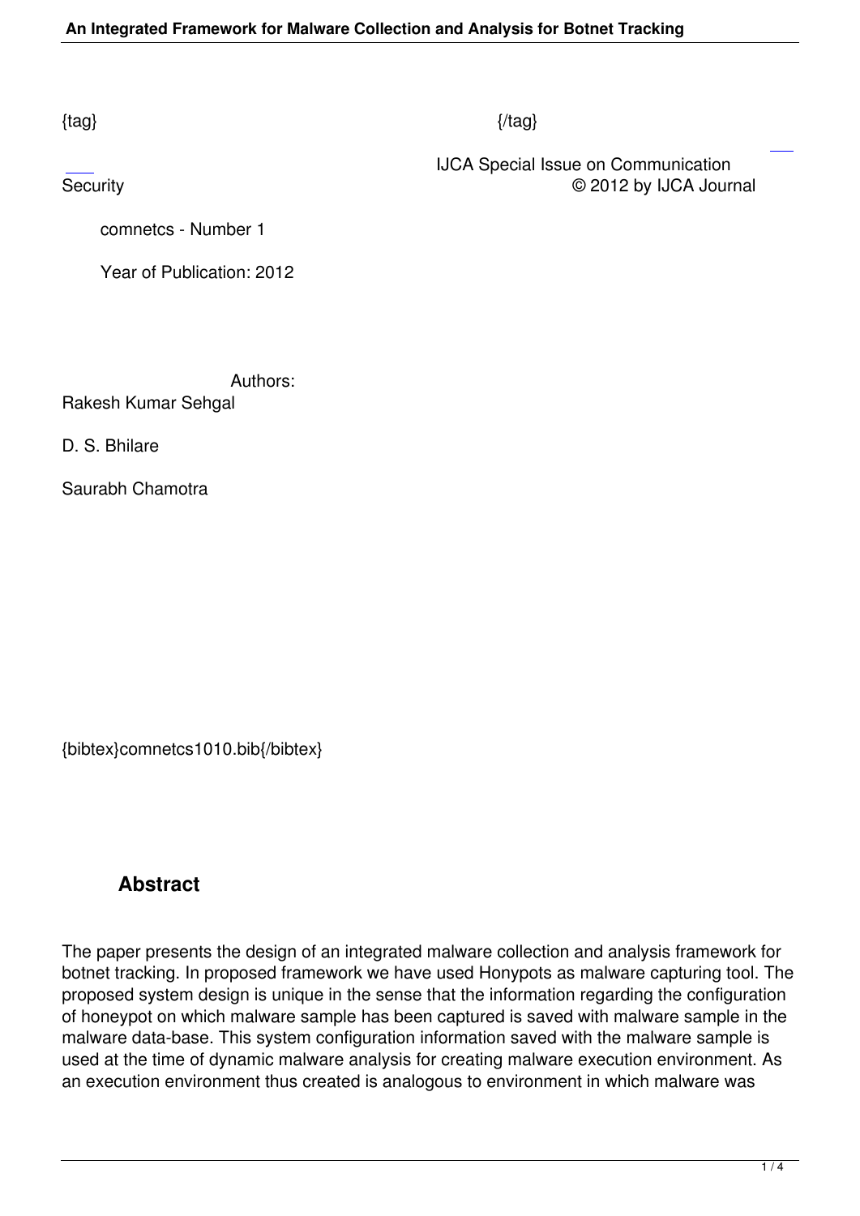{tag} {/tag}

IJCA Special Issue on Communication Security © 2012 by IJCA Journal

comnetcs - Number 1

Year of Publication: 2012

Authors:

Rakesh Kumar Sehgal

D. S. Bhilare

Saurabh Chamotra

{bibtex}comnetcs1010.bib{/bibtex}

## Abstract

The paper presents the design of an integrated malware collection and analysis framework for botnet tracking. In proposed framework we have used Honypots as malware capturing tool. The proposed system design is unique in the sense that the information regarding the configuration of honeypot on which malware sample has been captured is saved with malware sample in the malware data-base. This system configuration information saved with the malware sample is used at the time of dynamic malware analysis for creating malware execution environment. As an execution environment thus created is analogous to environment in which malware was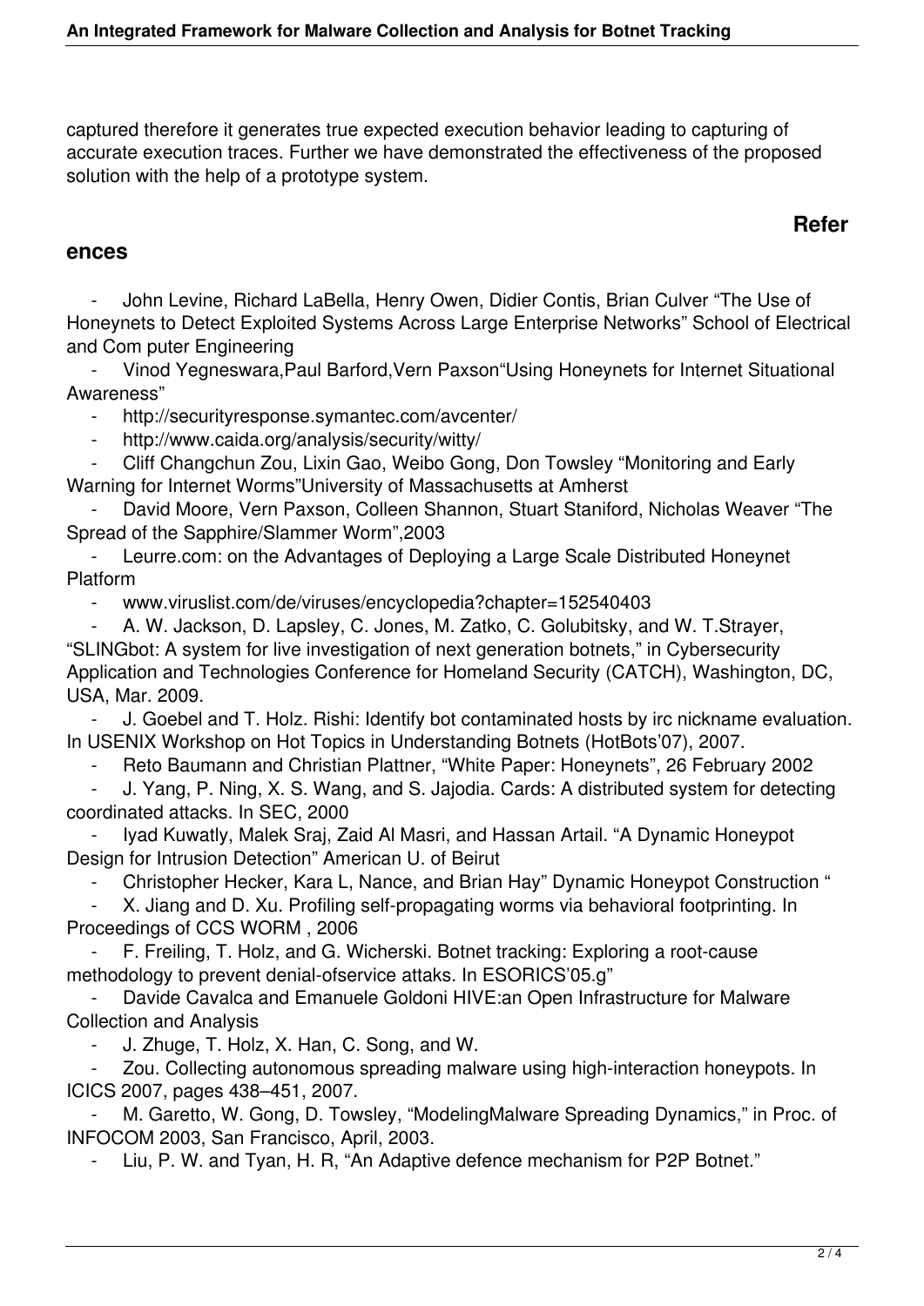captured therefore it generates true expected execution behavior leading to capturing of accurate execution traces. Further we have demonstrated the effectiveness of the proposed solution with the help of a prototype system.

## References

- John Levine, Richard LaBella, Henry Owen, Didier Contis, Brian Culver “The Use of Honeynets to Detect Exploited Systems Across Large Enterprise Networks” School of Electrical and Com puter Engineering
- Vinod Yegneswara,Paul Barford,Vern Paxson“Using Honeynets for Internet Situational Awareness”
- http://securityresponse.symantec.com/avcenter/
- http://www.caida.org/analysis/security/witty/
- Cliff Changchun Zou, Lixin Gao, Weibo Gong, Don Towsley “Monitoring and Early Warning for Internet Worms”University of Massachusetts at Amherst
- David Moore, Vern Paxson, Colleen Shannon, Stuart Staniford, Nicholas Weaver “The Spread of the Sapphire/Slammer Worm”,2003
- Leurre.com: on the Advantages of Deploying a Large Scale Distributed Honeynet Platform
- www.viruslist.com/de/viruses/encyclopedia?chapter=152540403
- A. W. Jackson, D. Lapsley, C. Jones, M. Zatko, C. Golubitsky, and W. T.Strayer, “SLINGbot: A system for live investigation of next generation botnets,” in Cybersecurity Application and Technologies Conference for Homeland Security (CATCH), Washington, DC, USA, Mar. 2009.
- J. Goebel and T. Holz. Rishi: Identify bot contaminated hosts by irc nickname evaluation. In USENIX Workshop on Hot Topics in Understanding Botnets (HotBots'07), 2007.
- Reto Baumann and Christian Plattner, “White Paper: Honeynets”, 26 February 2002
- J. Yang, P. Ning, X. S. Wang, and S. Jajodia. Cards: A distributed system for detecting coordinated attacks. In SEC, 2000
- Iyad Kuwatly, Malek Sraj, Zaid Al Masri, and Hassan Artail. “A Dynamic Honeypot Design for Intrusion Detection” American U. of Beirut
- Christopher Hecker, Kara L, Nance, and Brian Hay” Dynamic Honeypot Construction “
- X. Jiang and D. Xu. Profiling self-propagating worms via behavioral footprinting. In Proceedings of CCS WORM , 2006
- F. Freiling, T. Holz, and G. Wicherski. Botnet tracking: Exploring a root-cause methodology to prevent denial-ofservice attaks. In ESORICS'05.g”
- Davide Cavalca and Emanuele Goldoni HIVE:an Open Infrastructure for Malware Collection and Analysis
- J. Zhuge, T. Holz, X. Han, C. Song, and W.
- Zou. Collecting autonomous spreading malware using high-interaction honeypots. In ICICS 2007, pages 438–451, 2007.
- M. Garetto, W. Gong, D. Towsley, “ModelingMalware Spreading Dynamics,” in Proc. of INFOCOM 2003, San Francisco, April, 2003.
- Liu, P. W. and Tyan, H. R, “An Adaptive defence mechanism for P2P Botnet.”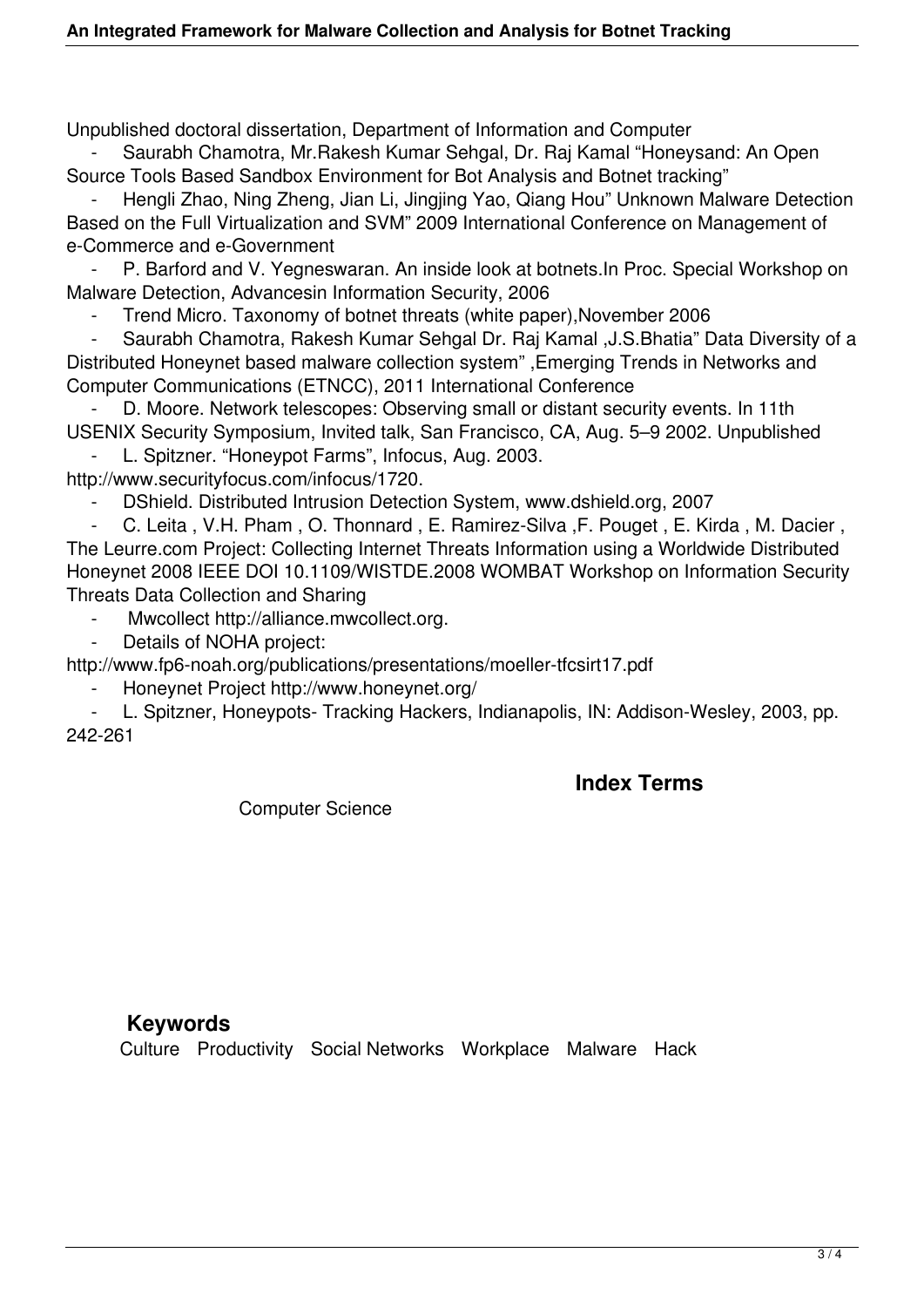Unpublished doctoral dissertation, Department of Information and Computer

- Saurabh Chamotra, Mr.Rakesh Kumar Sehgal, Dr. Raj Kamal “Honeysand: An Open Source Tools Based Sandbox Environment for Bot Analysis and Botnet tracking”
- Hengli Zhao, Ning Zheng, Jian Li, Jingjing Yao, Qiang Hou” Unknown Malware Detection Based on the Full Virtualization and SVM” 2009 International Conference on Management of e-Commerce and e-Government
- P. Barford and V. Yegneswaran. An inside look at botnets.In Proc. Special Workshop on Malware Detection, Advancesin Information Security, 2006
- Trend Micro. Taxonomy of botnet threats (white paper),November 2006
- Saurabh Chamotra, Rakesh Kumar Sehgal Dr. Raj Kamal ,J.S.Bhatia” Data Diversity of a Distributed Honeynet based malware collection system” ,Emerging Trends in Networks and Computer Communications (ETNCC), 2011 International Conference
- D. Moore. Network telescopes: Observing small or distant security events. In 11th USENIX Security Symposium, Invited talk, San Francisco, CA, Aug. 5–9 2002. Unpublished
- L. Spitzner. “Honeypot Farms”, Infocus, Aug. 2003. http://www.securityfocus.com/infocus/1720.
- DShield. Distributed Intrusion Detection System, www.dshield.org, 2007
- C. Leita , V.H. Pham , O. Thonnard , E. Ramirez-Silva ,F. Pouget , E. Kirda , M. Dacier , The Leurre.com Project: Collecting Internet Threats Information using a Worldwide Distributed Honeynet 2008 IEEE DOI 10.1109/WISTDE.2008 WOMBAT Workshop on Information Security Threats Data Collection and Sharing
- Mwcollect http://alliance.mwcollect.org.
- Details of NOHA project: http://www.fp6-noah.org/publications/presentations/moeller-tfcsirt17.pdf
- Honeynet Project http://www.honeynet.org/
- L. Spitzner, Honeypots- Tracking Hackers, Indianapolis, IN: Addison-Wesley, 2003, pp. 242-261

## Index Terms

Computer Science

## Keywords

Culture Productivity Social Networks Workplace Malware Hack